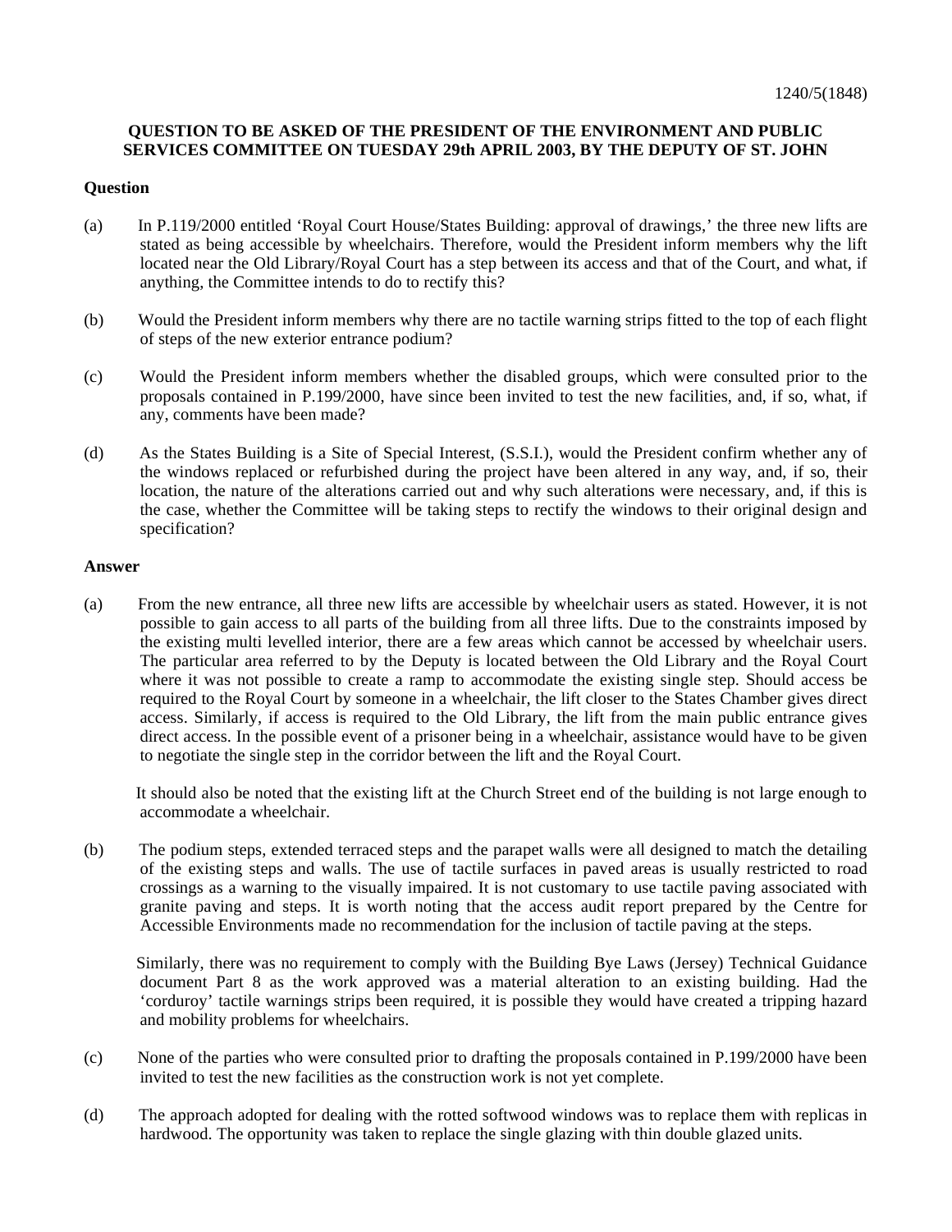1240/5(1848)

**QUESTION TO BE ASKED OF THE PRESIDENT OF THE ENVIRONMENT AND PUBLIC SERVICES COMMITTEE ON TUESDAY 29th APRIL 2003, BY THE DEPUTY OF ST. JOHN**

**Question**

(a) In P.119/2000 entitled 'Royal Court House/States Building: approval of drawings,' the three new lifts are stated as being accessible by wheelchairs. Therefore, would the President inform members why the lift located near the Old Library/Royal Court has a step between its access and that of the Court, and what, if anything, the Committee intends to do to rectify this?

(b) Would the President inform members why there are no tactile warning strips fitted to the top of each flight of steps of the new exterior entrance podium?

(c) Would the President inform members whether the disabled groups, which were consulted prior to the proposals contained in P.199/2000, have since been invited to test the new facilities, and, if so, what, if any, comments have been made?

(d) As the States Building is a Site of Special Interest, (S.S.I.), would the President confirm whether any of the windows replaced or refurbished during the project have been altered in any way, and, if so, their location, the nature of the alterations carried out and why such alterations were necessary, and, if this is the case, whether the Committee will be taking steps to rectify the windows to their original design and specification?

**Answer**

(a) From the new entrance, all three new lifts are accessible by wheelchair users as stated. However, it is not possible to gain access to all parts of the building from all three lifts. Due to the constraints imposed by the existing multi levelled interior, there are a few areas which cannot be accessed by wheelchair users. The particular area referred to by the Deputy is located between the Old Library and the Royal Court where it was not possible to create a ramp to accommodate the existing single step. Should access be required to the Royal Court by someone in a wheelchair, the lift closer to the States Chamber gives direct access. Similarly, if access is required to the Old Library, the lift from the main public entrance gives direct access. In the possible event of a prisoner being in a wheelchair, assistance would have to be given to negotiate the single step in the corridor between the lift and the Royal Court.

It should also be noted that the existing lift at the Church Street end of the building is not large enough to accommodate a wheelchair.

(b) The podium steps, extended terraced steps and the parapet walls were all designed to match the detailing of the existing steps and walls. The use of tactile surfaces in paved areas is usually restricted to road crossings as a warning to the visually impaired. It is not customary to use tactile paving associated with granite paving and steps. It is worth noting that the access audit report prepared by the Centre for Accessible Environments made no recommendation for the inclusion of tactile paving at the steps.

Similarly, there was no requirement to comply with the Building Bye Laws (Jersey) Technical Guidance document Part 8 as the work approved was a material alteration to an existing building. Had the 'corduroy' tactile warnings strips been required, it is possible they would have created a tripping hazard and mobility problems for wheelchairs.

(c) None of the parties who were consulted prior to drafting the proposals contained in P.199/2000 have been invited to test the new facilities as the construction work is not yet complete.

(d) The approach adopted for dealing with the rotted softwood windows was to replace them with replicas in hardwood. The opportunity was taken to replace the single glazing with thin double glazed units.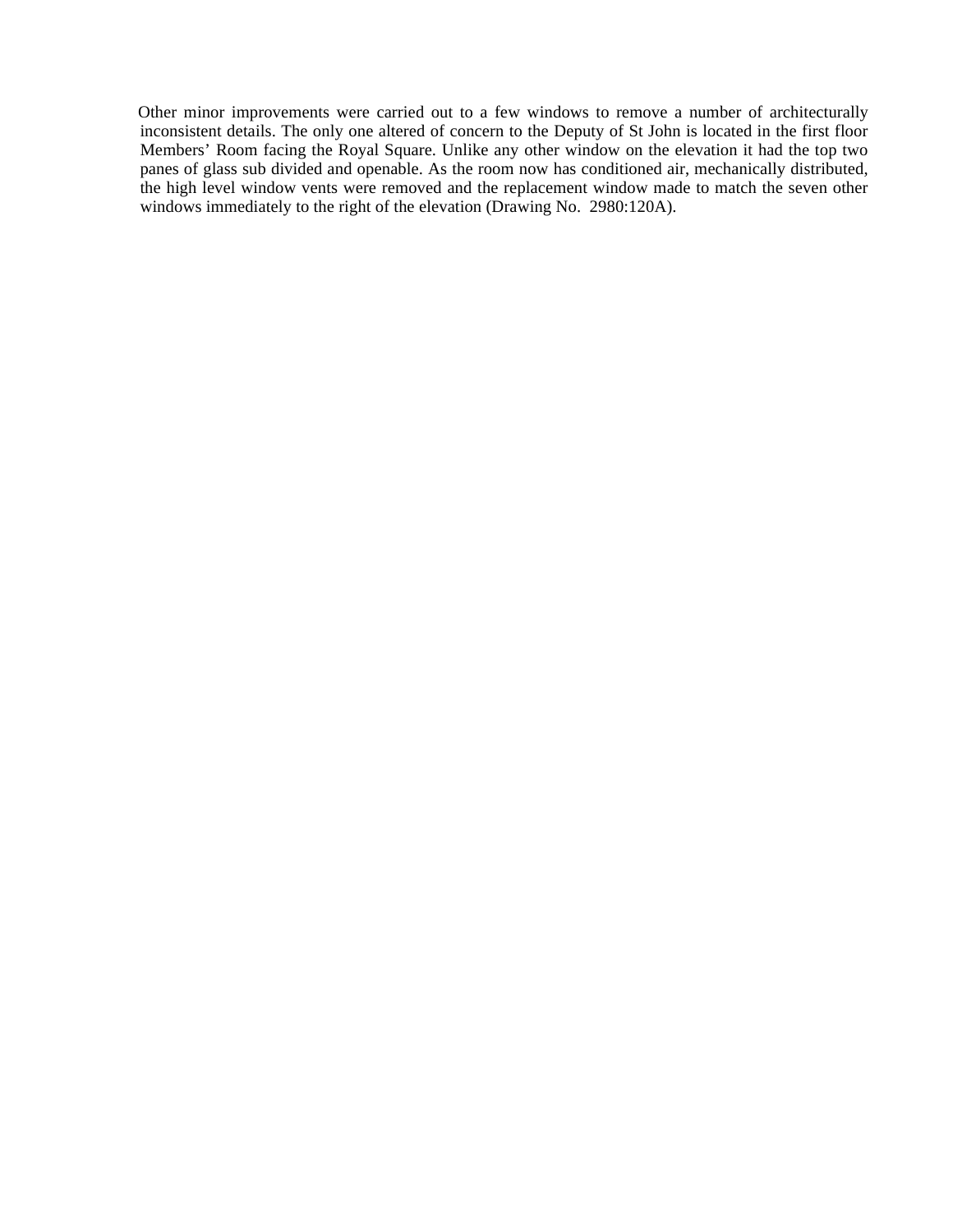Other minor improvements were carried out to a few windows to remove a number of architecturally inconsistent details. The only one altered of concern to the Deputy of St John is located in the first floor Members' Room facing the Royal Square. Unlike any other window on the elevation it had the top two panes of glass sub divided and openable. As the room now has conditioned air, mechanically distributed, the high level window vents were removed and the replacement window made to match the seven other windows immediately to the right of the elevation (Drawing No. 2980:120A).